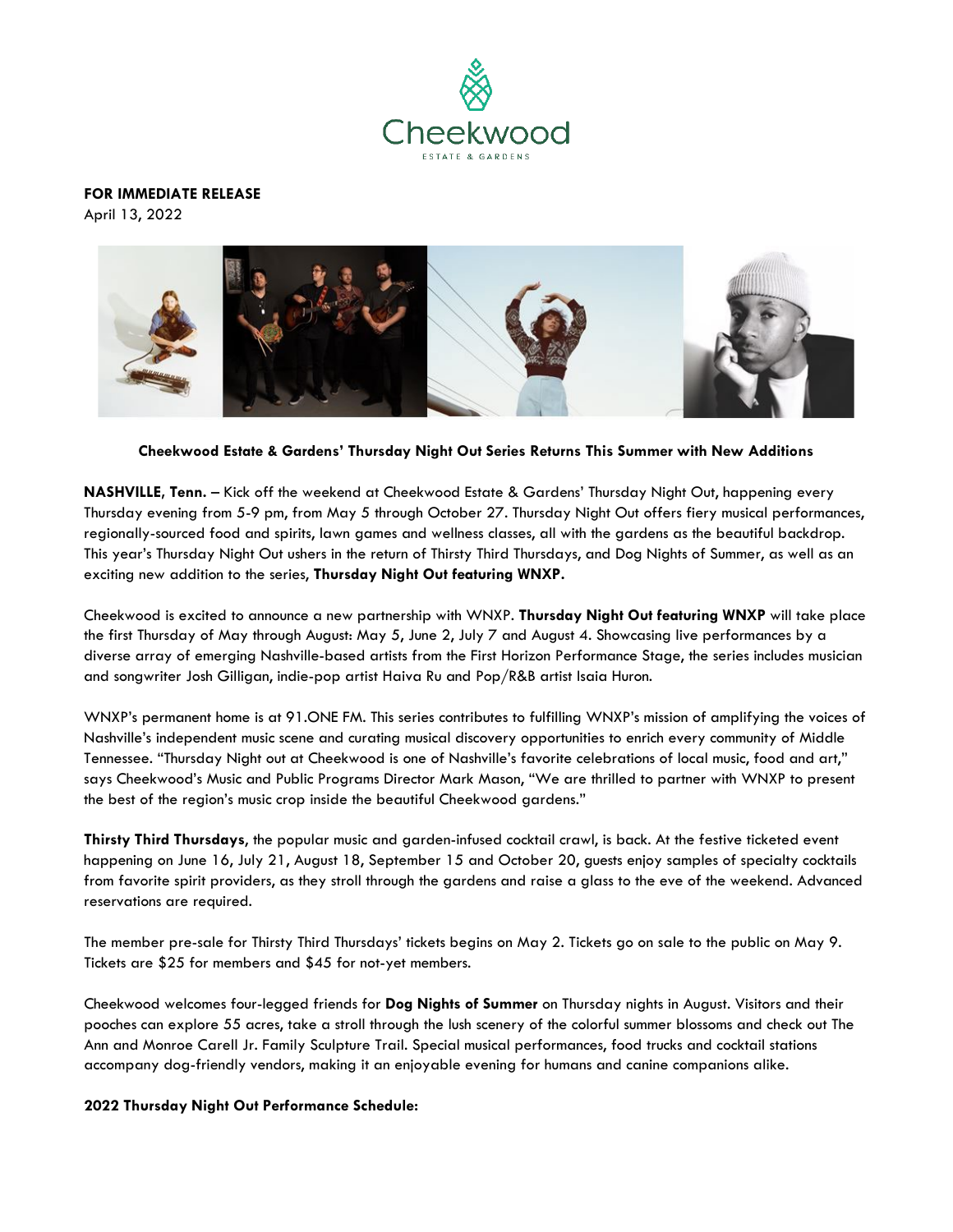Cheekwood

ESTATE & GARDENS

**FOR IMMEDIATE RELEASE**
April 13, 2022

**Cheekwood Estate & Gardens' Thursday Night Out Series Returns This Summer with New Additions**

**NASHVILLE, Tenn.** – Kick off the weekend at Cheekwood Estate & Gardens' Thursday Night Out, happening every Thursday evening from 5-9 pm, from May 5 through October 27. Thursday Night Out offers fiery musical performances, regionally-sourced food and spirits, lawn games and wellness classes, all with the gardens as the beautiful backdrop. This year's Thursday Night Out ushers in the return of Thirsty Third Thursdays, and Dog Nights of Summer, as well as an exciting new addition to the series, **Thursday Night Out featuring WNXP.**

Cheekwood is excited to announce a new partnership with WNXP. **Thursday Night Out featuring WNXP** will take place the first Thursday of May through August: May 5, June 2, July 7 and August 4. Showcasing live performances by a diverse array of emerging Nashville-based artists from the First Horizon Performance Stage, the series includes musician and songwriter Josh Gilligan, indie-pop artist Haiva Ru and Pop/R&B artist Isaia Huron.

WNXP's permanent home is at 91.ONE FM. This series contributes to fulfilling WNXP's mission of amplifying the voices of Nashville's independent music scene and curating musical discovery opportunities to enrich every community of Middle Tennessee. "Thursday Night out at Cheekwood is one of Nashville's favorite celebrations of local music, food and art," says Cheekwood's Music and Public Programs Director Mark Mason, "We are thrilled to partner with WNXP to present the best of the region's music crop inside the beautiful Cheekwood gardens."

**Thirsty Third Thursdays**, the popular music and garden-infused cocktail crawl, is back. At the festive ticketed event happening on June 16, July 21, August 18, September 15 and October 20, guests enjoy samples of specialty cocktails from favorite spirit providers, as they stroll through the gardens and raise a glass to the eve of the weekend. Advanced reservations are required.

The member pre-sale for Thirsty Third Thursdays' tickets begins on May 2. Tickets go on sale to the public on May 9. Tickets are $25 for members and $45 for not-yet members.

Cheekwood welcomes four-legged friends for **Dog Nights of Summer** on Thursday nights in August. Visitors and their pooches can explore 55 acres, take a stroll through the lush scenery of the colorful summer blossoms and check out The Ann and Monroe Carell Jr. Family Sculpture Trail. Special musical performances, food trucks and cocktail stations accompany dog-friendly vendors, making it an enjoyable evening for humans and canine companions alike.

**2022 Thursday Night Out Performance Schedule:**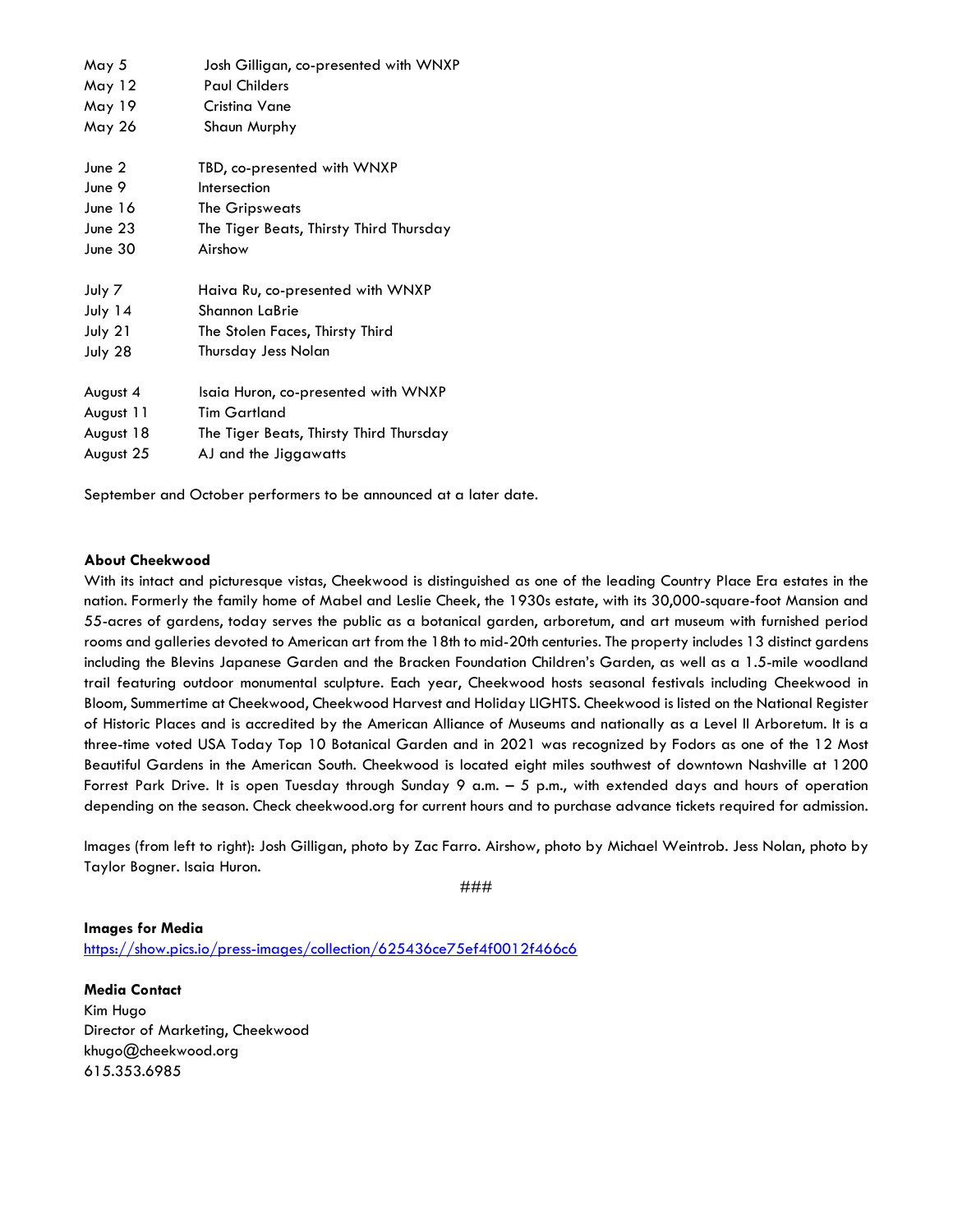| | |
|---|---|
| May 5 | Josh Gilligan, co-presented with WNXP |
| May 12 | Paul Childers |
| May 19 | Cristina Vane |
| May 26 | Shaun Murphy |

| | |
|---|---|
| June 2 | TBD, co-presented with WNXP |
| June 9 | Intersection |
| June 16 | The Gripsweats |
| June 23 | The Tiger Beats, Thirsty Third Thursday |
| June 30 | Airshow |

| | |
|---|---|
| July 7 | Haiva Ru, co-presented with WNXP |
| July 14 | Shannon LaBrie |
| July 21 | The Stolen Faces, Thirsty Third |
| July 28 | Thursday Jess Nolan |

| | |
|---|---|
| August 4 | Isaia Huron, co-presented with WNXP |
| August 11 | Tim Gartland |
| August 18 | The Tiger Beats, Thirsty Third Thursday |
| August 25 | AJ and the Jiggawatts |

September and October performers to be announced at a later date.

**About Cheekwood**

With its intact and picturesque vistas, Cheekwood is distinguished as one of the leading Country Place Era estates in the nation. Formerly the family home of Mabel and Leslie Cheek, the 1930s estate, with its 30,000-square-foot Mansion and 55-acres of gardens, today serves the public as a botanical garden, arboretum, and art museum with furnished period rooms and galleries devoted to American art from the 18th to mid-20th centuries. The property includes 13 distinct gardens including the Blevins Japanese Garden and the Bracken Foundation Children's Garden, as well as a 1.5-mile woodland trail featuring outdoor monumental sculpture. Each year, Cheekwood hosts seasonal festivals including Cheekwood in Bloom, Summertime at Cheekwood, Cheekwood Harvest and Holiday LIGHTS. Cheekwood is listed on the National Register of Historic Places and is accredited by the American Alliance of Museums and nationally as a Level II Arboretum. It is a three-time voted USA Today Top 10 Botanical Garden and in 2021 was recognized by Fodors as one of the 12 Most Beautiful Gardens in the American South. Cheekwood is located eight miles southwest of downtown Nashville at 1200 Forrest Park Drive. It is open Tuesday through Sunday 9 a.m. – 5 p.m., with extended days and hours of operation depending on the season. Check cheekwood.org for current hours and to purchase advance tickets required for admission.

Images (from left to right): Josh Gilligan, photo by Zac Farro. Airshow, photo by Michael Weintrob. Jess Nolan, photo by Taylor Bogner. Isaia Huron.

###

**Images for Media**

https://show.pics.io/press-images/collection/625436ce75ef4f0012f466c6

**Media Contact**

Kim Hugo
Director of Marketing, Cheekwood
khugo@cheekwood.org
615.353.6985